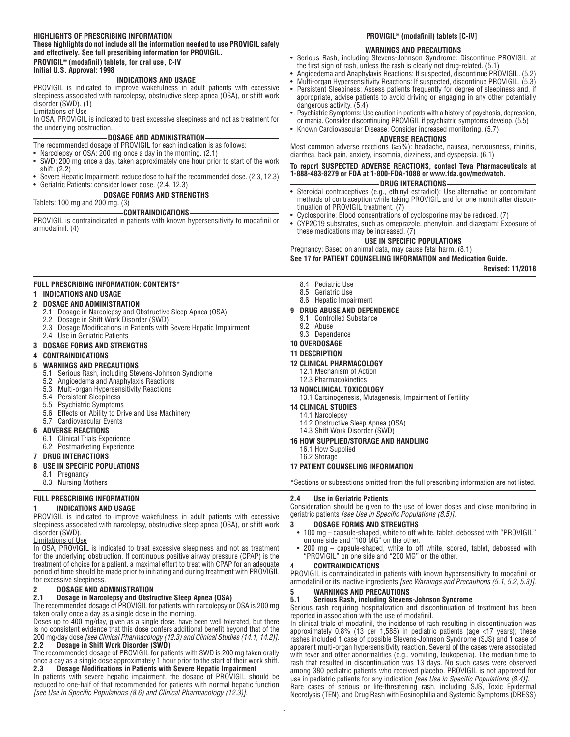**HIGHLIGHTS OF PRESCRIBING INFORMATION**
**These highlights do not include all the information needed to use PROVIGIL safely and effectively. See full prescribing information for PROVIGIL.**

**PROVIGIL® (modafinil) tablets, for oral use, C-IV**
**Initial U.S. Approval: 1998**

**INDICATIONS AND USAGE**

PROVIGIL is indicated to improve wakefulness in adult patients with excessive sleepiness associated with narcolepsy, obstructive sleep apnea (OSA), or shift work disorder (SWD). (1)

Limitations of Use

In OSA, PROVIGIL is indicated to treat excessive sleepiness and not as treatment for the underlying obstruction.

**DOSAGE AND ADMINISTRATION**

The recommended dosage of PROVIGIL for each indication is as follows:

- Narcolepsy or OSA: 200 mg once a day in the morning. (2.1)
- SWD: 200 mg once a day, taken approximately one hour prior to start of the work shift. (2.2)
- Severe Hepatic Impairment: reduce dose to half the recommended dose. (2.3, 12.3)
- Geriatric Patients: consider lower dose. (2.4, 12.3)

**DOSAGE FORMS AND STRENGTHS**

Tablets: 100 mg and 200 mg. (3)

**CONTRAINDICATIONS**

PROVIGIL is contraindicated in patients with known hypersensitivity to modafinil or armodafinil. (4)

**WARNINGS AND PRECAUTIONS**

- Serious Rash, including Stevens-Johnson Syndrome: Discontinue PROVIGIL at the first sign of rash, unless the rash is clearly not drug-related. (5.1)
- Angioedema and Anaphylaxis Reactions: If suspected, discontinue PROVIGIL. (5.2)
- Multi-organ Hypersensitivity Reactions: If suspected, discontinue PROVIGIL. (5.3)
- Persistent Sleepiness: Assess patients frequently for degree of sleepiness and, if appropriate, advise patients to avoid driving or engaging in any other potentially dangerous activity. (5.4)
- Psychiatric Symptoms: Use caution in patients with a history of psychosis, depression, or mania. Consider discontinuing PROVIGIL if psychiatric symptoms develop. (5.5)
- Known Cardiovascular Disease: Consider increased monitoring. (5.7)

**ADVERSE REACTIONS**

Most common adverse reactions (≥5%): headache, nausea, nervousness, rhinitis, diarrhea, back pain, anxiety, insomnia, dizziness, and dyspepsia. (6.1)

**To report SUSPECTED ADVERSE REACTIONS, contact Teva Pharmaceuticals at 1-888-483-8279 or FDA at 1-800-FDA-1088 or www.fda.gov/medwatch.**

**DRUG INTERACTIONS**

- Steroidal contraceptives (e.g., ethinyl estradiol): Use alternative or concomitant methods of contraception while taking PROVIGIL and for one month after discontinuation of PROVIGIL treatment. (7)
- Cyclosporine: Blood concentrations of cyclosporine may be reduced. (7)
- CYP2C19 substrates, such as omeprazole, phenytoin, and diazepam: Exposure of these medications may be increased. (7)

**USE IN SPECIFIC POPULATIONS**

Pregnancy: Based on animal data, may cause fetal harm. (8.1)

**See 17 for PATIENT COUNSELING INFORMATION and Medication Guide.**

**Revised: 11/2018**

**FULL PRESCRIBING INFORMATION: CONTENTS***

**1 INDICATIONS AND USAGE**

**2 DOSAGE AND ADMINISTRATION**
- 2.1 Dosage in Narcolepsy and Obstructive Sleep Apnea (OSA)
- 2.2 Dosage in Shift Work Disorder (SWD)
- 2.3 Dosage Modifications in Patients with Severe Hepatic Impairment
- 2.4 Use in Geriatric Patients

**3 DOSAGE FORMS AND STRENGTHS**

**4 CONTRAINDICATIONS**

**5 WARNINGS AND PRECAUTIONS**
- 5.1 Serious Rash, including Stevens-Johnson Syndrome
- 5.2 Angioedema and Anaphylaxis Reactions
- 5.3 Multi-organ Hypersensitivity Reactions
- 5.4 Persistent Sleepiness
- 5.5 Psychiatric Symptoms
- 5.6 Effects on Ability to Drive and Use Machinery
- 5.7 Cardiovascular Events

**6 ADVERSE REACTIONS**
- 6.1 Clinical Trials Experience
- 6.2 Postmarketing Experience

**7 DRUG INTERACTIONS**

**8 USE IN SPECIFIC POPULATIONS**
- 8.1 Pregnancy
- 8.3 Nursing Mothers
- 8.4 Pediatric Use
- 8.5 Geriatric Use
- 8.6 Hepatic Impairment

**9 DRUG ABUSE AND DEPENDENCE**
- 9.1 Controlled Substance
- 9.2 Abuse
- 9.3 Dependence

**10 OVERDOSAGE**

**11 DESCRIPTION**

**12 CLINICAL PHARMACOLOGY**
- 12.1 Mechanism of Action
- 12.3 Pharmacokinetics

**13 NONCLINICAL TOXICOLOGY**
- 13.1 Carcinogenesis, Mutagenesis, Impairment of Fertility

**14 CLINICAL STUDIES**
- 14.1 Narcolepsy
- 14.2 Obstructive Sleep Apnea (OSA)
- 14.3 Shift Work Disorder (SWD)

**16 HOW SUPPLIED/STORAGE AND HANDLING**
- 16.1 How Supplied
- 16.2 Storage

**17 PATIENT COUNSELING INFORMATION**

*Sections or subsections omitted from the full prescribing information are not listed.

# FULL PRESCRIBING INFORMATION

## 1 INDICATIONS AND USAGE

PROVIGIL is indicated to improve wakefulness in adult patients with excessive sleepiness associated with narcolepsy, obstructive sleep apnea (OSA), or shift work disorder (SWD).

Limitations of Use

In OSA, PROVIGIL is indicated to treat excessive sleepiness and not as treatment for the underlying obstruction. If continuous positive airway pressure (CPAP) is the treatment of choice for a patient, a maximal effort to treat with CPAP for an adequate period of time should be made prior to initiating and during treatment with PROVIGIL for excessive sleepiness.

## 2 DOSAGE AND ADMINISTRATION

### 2.1 Dosage in Narcolepsy and Obstructive Sleep Apnea (OSA)

The recommended dosage of PROVIGIL for patients with narcolepsy or OSA is 200 mg taken orally once a day as a single dose in the morning.

Doses up to 400 mg/day, given as a single dose, have been well tolerated, but there is no consistent evidence that this dose confers additional benefit beyond that of the 200 mg/day dose *[see Clinical Pharmacology (12.3) and Clinical Studies (14.1, 14.2)]*.

### 2.2 Dosage in Shift Work Disorder (SWD)

The recommended dosage of PROVIGIL for patients with SWD is 200 mg taken orally once a day as a single dose approximately 1 hour prior to the start of their work shift.

### 2.3 Dosage Modifications in Patients with Severe Hepatic Impairment

In patients with severe hepatic impairment, the dosage of PROVIGIL should be reduced to one-half of that recommended for patients with normal hepatic function *[see Use in Specific Populations (8.6) and Clinical Pharmacology (12.3)]*.

### 2.4 Use in Geriatric Patients

Consideration should be given to the use of lower doses and close monitoring in geriatric patients *[see Use in Specific Populations (8.5)]*.

## 3 DOSAGE FORMS AND STRENGTHS

- 100 mg – capsule-shaped, white to off white, tablet, debossed with "PROVIGIL" on one side and "100 MG" on the other.
- 200 mg – capsule-shaped, white to off white, scored, tablet, debossed with "PROVIGIL" on one side and "200 MG" on the other.

## 4 CONTRAINDICATIONS

PROVIGIL is contraindicated in patients with known hypersensitivity to modafinil or armodafinil or its inactive ingredients *[see Warnings and Precautions (5.1, 5.2, 5.3)]*.

## 5 WARNINGS AND PRECAUTIONS

### 5.1 Serious Rash, including Stevens-Johnson Syndrome

Serious rash requiring hospitalization and discontinuation of treatment has been reported in association with the use of modafinil.

In clinical trials of modafinil, the incidence of rash resulting in discontinuation was approximately 0.8% (13 per 1,585) in pediatric patients (age <17 years); these rashes included 1 case of possible Stevens-Johnson Syndrome (SJS) and 1 case of apparent multi-organ hypersensitivity reaction. Several of the cases were associated with fever and other abnormalities (e.g., vomiting, leukopenia). The median time to rash that resulted in discontinuation was 13 days. No such cases were observed among 380 pediatric patients who received placebo. PROVIGIL is not approved for use in pediatric patients for any indication *[see Use in Specific Populations (8.4)]*.

Rare cases of serious or life-threatening rash, including SJS, Toxic Epidermal Necrolysis (TEN), and Drug Rash with Eosinophilia and Systemic Symptoms (DRESS)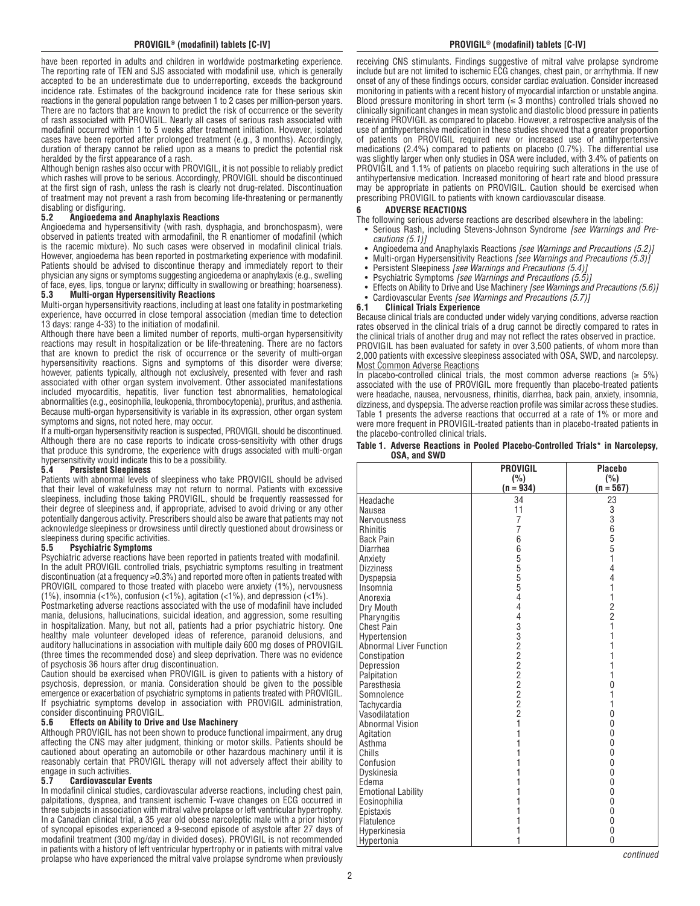have been reported in adults and children in worldwide postmarketing experience. The reporting rate of TEN and SJS associated with modafinil use, which is generally accepted to be an underestimate due to underreporting, exceeds the background incidence rate. Estimates of the background incidence rate for these serious skin reactions in the general population range between 1 to 2 cases per million-person years. There are no factors that are known to predict the risk of occurrence or the severity of rash associated with PROVIGIL. Nearly all cases of serious rash associated with modafinil occurred within 1 to 5 weeks after treatment initiation. However, isolated cases have been reported after prolonged treatment (e.g., 3 months). Accordingly, duration of therapy cannot be relied upon as a means to predict the potential risk heralded by the first appearance of a rash.

Although benign rashes also occur with PROVIGIL, it is not possible to reliably predict which rashes will prove to be serious. Accordingly, PROVIGIL should be discontinued at the first sign of rash, unless the rash is clearly not drug-related. Discontinuation of treatment may not prevent a rash from becoming life-threatening or permanently disabling or disfiguring.

### 5.2 Angioedema and Anaphylaxis Reactions

Angioedema and hypersensitivity (with rash, dysphagia, and bronchospasm), were observed in patients treated with armodafinil, the R enantiomer of modafinil (which is the racemic mixture). No such cases were observed in modafinil clinical trials. However, angioedema has been reported in postmarketing experience with modafinil. Patients should be advised to discontinue therapy and immediately report to their physician any signs or symptoms suggesting angioedema or anaphylaxis (e.g., swelling of face, eyes, lips, tongue or larynx; difficulty in swallowing or breathing; hoarseness).

### 5.3 Multi-organ Hypersensitivity Reactions

Multi-organ hypersensitivity reactions, including at least one fatality in postmarketing experience, have occurred in close temporal association (median time to detection 13 days: range 4-33) to the initiation of modafinil.

Although there have been a limited number of reports, multi-organ hypersensitivity reactions may result in hospitalization or be life-threatening. There are no factors that are known to predict the risk of occurrence or the severity of multi-organ hypersensitivity reactions. Signs and symptoms of this disorder were diverse; however, patients typically, although not exclusively, presented with fever and rash associated with other organ system involvement. Other associated manifestations included myocarditis, hepatitis, liver function test abnormalities, hematological abnormalities (e.g., eosinophilia, leukopenia, thrombocytopenia), pruritus, and asthenia. Because multi-organ hypersensitivity is variable in its expression, other organ system symptoms and signs, not noted here, may occur.

If a multi-organ hypersensitivity reaction is suspected, PROVIGIL should be discontinued. Although there are no case reports to indicate cross-sensitivity with other drugs that produce this syndrome, the experience with drugs associated with multi-organ hypersensitivity would indicate this to be a possibility.

### 5.4 Persistent Sleepiness

Patients with abnormal levels of sleepiness who take PROVIGIL should be advised that their level of wakefulness may not return to normal. Patients with excessive sleepiness, including those taking PROVIGIL, should be frequently reassessed for their degree of sleepiness and, if appropriate, advised to avoid driving or any other potentially dangerous activity. Prescribers should also be aware that patients may not acknowledge sleepiness or drowsiness until directly questioned about drowsiness or sleepiness during specific activities.

### 5.5 Psychiatric Symptoms

Psychiatric adverse reactions have been reported in patients treated with modafinil.

In the adult PROVIGIL controlled trials, psychiatric symptoms resulting in treatment discontinuation (at a frequency ≥0.3%) and reported more often in patients treated with PROVIGIL compared to those treated with placebo were anxiety (1%), nervousness (1%), insomnia (<1%), confusion (<1%), agitation (<1%), and depression (<1%).

Postmarketing adverse reactions associated with the use of modafinil have included mania, delusions, hallucinations, suicidal ideation, and aggression, some resulting in hospitalization. Many, but not all, patients had a prior psychiatric history. One healthy male volunteer developed ideas of reference, paranoid delusions, and auditory hallucinations in association with multiple daily 600 mg doses of PROVIGIL (three times the recommended dose) and sleep deprivation. There was no evidence of psychosis 36 hours after drug discontinuation.

Caution should be exercised when PROVIGIL is given to patients with a history of psychosis, depression, or mania. Consideration should be given to the possible emergence or exacerbation of psychiatric symptoms in patients treated with PROVIGIL. If psychiatric symptoms develop in association with PROVIGIL administration, consider discontinuing PROVIGIL.

### 5.6 Effects on Ability to Drive and Use Machinery

Although PROVIGIL has not been shown to produce functional impairment, any drug affecting the CNS may alter judgment, thinking or motor skills. Patients should be cautioned about operating an automobile or other hazardous machinery until it is reasonably certain that PROVIGIL therapy will not adversely affect their ability to engage in such activities.

### 5.7 Cardiovascular Events

In modafinil clinical studies, cardiovascular adverse reactions, including chest pain, palpitations, dyspnea, and transient ischemic T-wave changes on ECG occurred in three subjects in association with mitral valve prolapse or left ventricular hypertrophy. In a Canadian clinical trial, a 35 year old obese narcoleptic male with a prior history of syncopal episodes experienced a 9-second episode of asystole after 27 days of modafinil treatment (300 mg/day in divided doses). PROVIGIL is not recommended in patients with a history of left ventricular hypertrophy or in patients with mitral valve prolapse who have experienced the mitral valve prolapse syndrome when previously receiving CNS stimulants. Findings suggestive of mitral valve prolapse syndrome include but are not limited to ischemic ECG changes, chest pain, or arrhythmia. If new onset of any of these findings occurs, consider cardiac evaluation. Consider increased monitoring in patients with a recent history of myocardial infarction or unstable angina. Blood pressure monitoring in short term (≤ 3 months) controlled trials showed no clinically significant changes in mean systolic and diastolic blood pressure in patients receiving PROVIGIL as compared to placebo. However, a retrospective analysis of the use of antihypertensive medication in these studies showed that a greater proportion of patients on PROVIGIL required new or increased use of antihypertensive medications (2.4%) compared to patients on placebo (0.7%). The differential use was slightly larger when only studies in OSA were included, with 3.4% of patients on PROVIGIL and 1.1% of patients on placebo requiring such alterations in the use of antihypertensive medication. Increased monitoring of heart rate and blood pressure may be appropriate in patients on PROVIGIL. Caution should be exercised when prescribing PROVIGIL to patients with known cardiovascular disease.

## 6 ADVERSE REACTIONS

The following serious adverse reactions are described elsewhere in the labeling:

- Serious Rash, including Stevens-Johnson Syndrome *[see Warnings and Precautions (5.1)]*
- Angioedema and Anaphylaxis Reactions *[see Warnings and Precautions (5.2)]*
- Multi-organ Hypersensitivity Reactions *[see Warnings and Precautions (5.3)]*
- Persistent Sleepiness *[see Warnings and Precautions (5.4)]*
- Psychiatric Symptoms *[see Warnings and Precautions (5.5)]*
- Effects on Ability to Drive and Use Machinery *[see Warnings and Precautions (5.6)]*
- Cardiovascular Events *[see Warnings and Precautions (5.7)]*

### 6.1 Clinical Trials Experience

Because clinical trials are conducted under widely varying conditions, adverse reaction rates observed in the clinical trials of a drug cannot be directly compared to rates in the clinical trials of another drug and may not reflect the rates observed in practice.

PROVIGIL has been evaluated for safety in over 3,500 patients, of whom more than 2,000 patients with excessive sleepiness associated with OSA, SWD, and narcolepsy.

Most Common Adverse Reactions

In placebo-controlled clinical trials, the most common adverse reactions (≥ 5%) associated with the use of PROVIGIL more frequently than placebo-treated patients were headache, nausea, nervousness, rhinitis, diarrhea, back pain, anxiety, insomnia, dizziness, and dyspepsia. The adverse reaction profile was similar across these studies.

Table 1 presents the adverse reactions that occurred at a rate of 1% or more and were more frequent in PROVIGIL-treated patients than in placebo-treated patients in the placebo-controlled clinical trials.

**Table 1. Adverse Reactions in Pooled Placebo-Controlled Trials* in Narcolepsy, OSA, and SWD**

| | PROVIGIL (%) (n = 934) | Placebo (%) (n = 567) |
|---|---|---|
| Headache | 34 | 23 |
| Nausea | 11 | 3 |
| Nervousness | 7 | 3 |
| Rhinitis | 7 | 6 |
| Back Pain | 6 | 5 |
| Diarrhea | 6 | 5 |
| Anxiety | 5 | 1 |
| Dizziness | 5 | 4 |
| Dyspepsia | 5 | 4 |
| Insomnia | 5 | 1 |
| Anorexia | 4 | 1 |
| Dry Mouth | 4 | 2 |
| Pharyngitis | 4 | 2 |
| Chest Pain | 3 | 1 |
| Hypertension | 3 | 1 |
| Abnormal Liver Function | 2 | 1 |
| Constipation | 2 | 1 |
| Depression | 2 | 1 |
| Palpitation | 2 | 1 |
| Paresthesia | 2 | 0 |
| Somnolence | 2 | 1 |
| Tachycardia | 2 | 1 |
| Vasodilatation | 2 | 0 |
| Abnormal Vision | 1 | 0 |
| Agitation | 1 | 0 |
| Asthma | 1 | 0 |
| Chills | 1 | 0 |
| Confusion | 1 | 0 |
| Dyskinesia | 1 | 0 |
| Edema | 1 | 0 |
| Emotional Lability | 1 | 0 |
| Eosinophilia | 1 | 0 |
| Epistaxis | 1 | 0 |
| Flatulence | 1 | 0 |
| Hyperkinesia | 1 | 0 |
| Hypertonia | 1 | 0 |

*continued*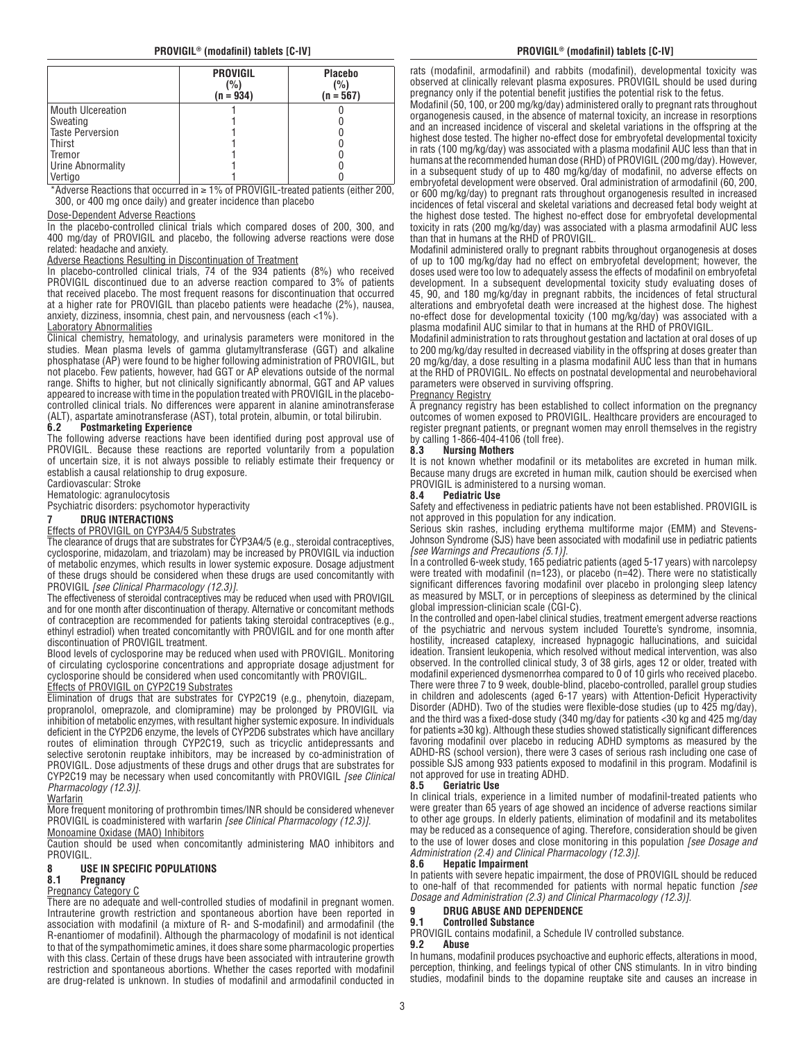| | PROVIGIL (%) (n = 934) | Placebo (%) (n = 567) |
|---|---|---|
| Mouth Ulceration | 1 | 0 |
| Sweating | 1 | 0 |
| Taste Perversion | 1 | 0 |
| Thirst | 1 | 0 |
| Tremor | 1 | 0 |
| Urine Abnormality | 1 | 0 |
| Vertigo | 1 | 0 |

*Adverse Reactions that occurred in ≥ 1% of PROVIGIL-treated patients (either 200, 300, or 400 mg once daily) and greater incidence than placebo

Dose-Dependent Adverse Reactions

In the placebo-controlled clinical trials which compared doses of 200, 300, and 400 mg/day of PROVIGIL and placebo, the following adverse reactions were dose related: headache and anxiety.

Adverse Reactions Resulting in Discontinuation of Treatment

In placebo-controlled clinical trials, 74 of the 934 patients (8%) who received PROVIGIL discontinued due to an adverse reaction compared to 3% of patients that received placebo. The most frequent reasons for discontinuation that occurred at a higher rate for PROVIGIL than placebo patients were headache (2%), nausea, anxiety, dizziness, insomnia, chest pain, and nervousness (each <1%).

Laboratory Abnormalities

Clinical chemistry, hematology, and urinalysis parameters were monitored in the studies. Mean plasma levels of gamma glutamyltransferase (GGT) and alkaline phosphatase (AP) were found to be higher following administration of PROVIGIL, but not placebo. Few patients, however, had GGT or AP elevations outside of the normal range. Shifts to higher, but not clinically significantly abnormal, GGT and AP values appeared to increase with time in the population treated with PROVIGIL in the placebo-controlled clinical trials. No differences were apparent in alanine aminotransferase (ALT), aspartate aminotransferase (AST), total protein, albumin, or total bilirubin.

### 6.2 Postmarketing Experience

The following adverse reactions have been identified during post approval use of PROVIGIL. Because these reactions are reported voluntarily from a population of uncertain size, it is not always possible to reliably estimate their frequency or establish a causal relationship to drug exposure.

Cardiovascular: Stroke

Hematologic: agranulocytosis

Psychiatric disorders: psychomotor hyperactivity

## 7 DRUG INTERACTIONS

Effects of PROVIGIL on CYP3A4/5 Substrates

The clearance of drugs that are substrates for CYP3A4/5 (e.g., steroidal contraceptives, cyclosporine, midazolam, and triazolam) may be increased by PROVIGIL via induction of metabolic enzymes, which results in lower systemic exposure. Dosage adjustment of these drugs should be considered when these drugs are used concomitantly with PROVIGIL *[see Clinical Pharmacology (12.3)]*.

The effectiveness of steroidal contraceptives may be reduced when used with PROVIGIL and for one month after discontinuation of therapy. Alternative or concomitant methods of contraception are recommended for patients taking steroidal contraceptives (e.g., ethinyl estradiol) when treated concomitantly with PROVIGIL and for one month after discontinuation of PROVIGIL treatment.

Blood levels of cyclosporine may be reduced when used with PROVIGIL. Monitoring of circulating cyclosporine concentrations and appropriate dosage adjustment for cyclosporine should be considered when used concomitantly with PROVIGIL.

Effects of PROVIGIL on CYP2C19 Substrates

Elimination of drugs that are substrates for CYP2C19 (e.g., phenytoin, diazepam, propranolol, omeprazole, and clomipramine) may be prolonged by PROVIGIL via inhibition of metabolic enzymes, with resultant higher systemic exposure. In individuals deficient in the CYP2D6 enzyme, the levels of CYP2D6 substrates which have ancillary routes of elimination through CYP2C19, such as tricyclic antidepressants and selective serotonin reuptake inhibitors, may be increased by co-administration of PROVIGIL. Dose adjustments of these drugs and other drugs that are substrates for CYP2C19 may be necessary when used concomitantly with PROVIGIL *[see Clinical Pharmacology (12.3)]*.

Warfarin

More frequent monitoring of prothrombin times/INR should be considered whenever PROVIGIL is coadministered with warfarin *[see Clinical Pharmacology (12.3)]*.

Monoamine Oxidase (MAO) Inhibitors

Caution should be used when concomitantly administering MAO inhibitors and PROVIGIL.

## 8 USE IN SPECIFIC POPULATIONS

### 8.1 Pregnancy

Pregnancy Category C

There are no adequate and well-controlled studies of modafinil in pregnant women. Intrauterine growth restriction and spontaneous abortion have been reported in association with modafinil (a mixture of R- and S-modafinil) and armodafinil (the R-enantiomer of modafinil). Although the pharmacology of modafinil is not identical to that of the sympathomimetic amines, it does share some pharmacologic properties with this class. Certain of these drugs have been associated with intrauterine growth restriction and spontaneous abortions. Whether the cases reported with modafinil are drug-related is unknown. In studies of modafinil and armodafinil conducted in rats (modafinil, armodafinil) and rabbits (modafinil), developmental toxicity was observed at clinically relevant plasma exposures. PROVIGIL should be used during pregnancy only if the potential benefit justifies the potential risk to the fetus.

Modafinil (50, 100, or 200 mg/kg/day) administered orally to pregnant rats throughout organogenesis caused, in the absence of maternal toxicity, an increase in resorptions and an increased incidence of visceral and skeletal variations in the offspring at the highest dose tested. The higher no-effect dose for embryofetal developmental toxicity in rats (100 mg/kg/day) was associated with a plasma modafinil AUC less than that in humans at the recommended human dose (RHD) of PROVIGIL (200 mg/day). However, in a subsequent study of up to 480 mg/kg/day of modafinil, no adverse effects on embryofetal development were observed. Oral administration of armodafinil (60, 200, or 600 mg/kg/day) to pregnant rats throughout organogenesis resulted in increased incidences of fetal visceral and skeletal variations and decreased fetal body weight at the highest dose tested. The highest no-effect dose for embryofetal developmental toxicity in rats (200 mg/kg/day) was associated with a plasma armodafinil AUC less than that in humans at the RHD of PROVIGIL.

Modafinil administered orally to pregnant rabbits throughout organogenesis at doses of up to 100 mg/kg/day had no effect on embryofetal development; however, the doses used were too low to adequately assess the effects of modafinil on embryofetal development. In a subsequent developmental toxicity study evaluating doses of 45, 90, and 180 mg/kg/day in pregnant rabbits, the incidences of fetal structural alterations and embryofetal death were increased at the highest dose. The highest no-effect dose for developmental toxicity (100 mg/kg/day) was associated with a plasma modafinil AUC similar to that in humans at the RHD of PROVIGIL.

Modafinil administration to rats throughout gestation and lactation at oral doses of up to 200 mg/kg/day resulted in decreased viability in the offspring at doses greater than 20 mg/kg/day, a dose resulting in a plasma modafinil AUC less than that in humans at the RHD of PROVIGIL. No effects on postnatal developmental and neurobehavioral parameters were observed in surviving offspring.

Pregnancy Registry

A pregnancy registry has been established to collect information on the pregnancy outcomes of women exposed to PROVIGIL. Healthcare providers are encouraged to register pregnant patients, or pregnant women may enroll themselves in the registry by calling 1-866-404-4106 (toll free).

### 8.3 Nursing Mothers

It is not known whether modafinil or its metabolites are excreted in human milk. Because many drugs are excreted in human milk, caution should be exercised when PROVIGIL is administered to a nursing woman.

### 8.4 Pediatric Use

Safety and effectiveness in pediatric patients have not been established. PROVIGIL is not approved in this population for any indication.

Serious skin rashes, including erythema multiforme major (EMM) and Stevens-Johnson Syndrome (SJS) have been associated with modafinil use in pediatric patients *[see Warnings and Precautions (5.1)]*.

In a controlled 6-week study, 165 pediatric patients (aged 5-17 years) with narcolepsy were treated with modafinil (n=123), or placebo (n=42). There were no statistically significant differences favoring modafinil over placebo in prolonging sleep latency as measured by MSLT, or in perceptions of sleepiness as determined by the clinical global impression-clinician scale (CGI-C).

In the controlled and open-label clinical studies, treatment emergent adverse reactions of the psychiatric and nervous system included Tourette's syndrome, insomnia, hostility, increased cataplexy, increased hypnagogic hallucinations, and suicidal ideation. Transient leukopenia, which resolved without medical intervention, was also observed. In the controlled clinical study, 3 of 38 girls, ages 12 or older, treated with modafinil experienced dysmenorrhea compared to 0 of 10 girls who received placebo.

There were three 7 to 9 week, double-blind, placebo-controlled, parallel group studies in children and adolescents (aged 6-17 years) with Attention-Deficit Hyperactivity Disorder (ADHD). Two of the studies were flexible-dose studies (up to 425 mg/day), and the third was a fixed-dose study (340 mg/day for patients <30 kg and 425 mg/day for patients ≥30 kg). Although these studies showed statistically significant differences favoring modafinil over placebo in reducing ADHD symptoms as measured by the ADHD-RS (school version), there were 3 cases of serious rash including one case of possible SJS among 933 patients exposed to modafinil in this program. Modafinil is not approved for use in treating ADHD.

### 8.5 Geriatric Use

In clinical trials, experience in a limited number of modafinil-treated patients who were greater than 65 years of age showed an incidence of adverse reactions similar to other age groups. In elderly patients, elimination of modafinil and its metabolites may be reduced as a consequence of aging. Therefore, consideration should be given to the use of lower doses and close monitoring in this population *[see Dosage and Administration (2.4) and Clinical Pharmacology (12.3)]*.

### 8.6 Hepatic Impairment

In patients with severe hepatic impairment, the dose of PROVIGIL should be reduced to one-half of that recommended for patients with normal hepatic function *[see Dosage and Administration (2.3) and Clinical Pharmacology (12.3)]*.

## 9 DRUG ABUSE AND DEPENDENCE

### 9.1 Controlled Substance

PROVIGIL contains modafinil, a Schedule IV controlled substance.

### 9.2 Abuse

In humans, modafinil produces psychoactive and euphoric effects, alterations in mood, perception, thinking, and feelings typical of other CNS stimulants. In in vitro binding studies, modafinil binds to the dopamine reuptake site and causes an increase in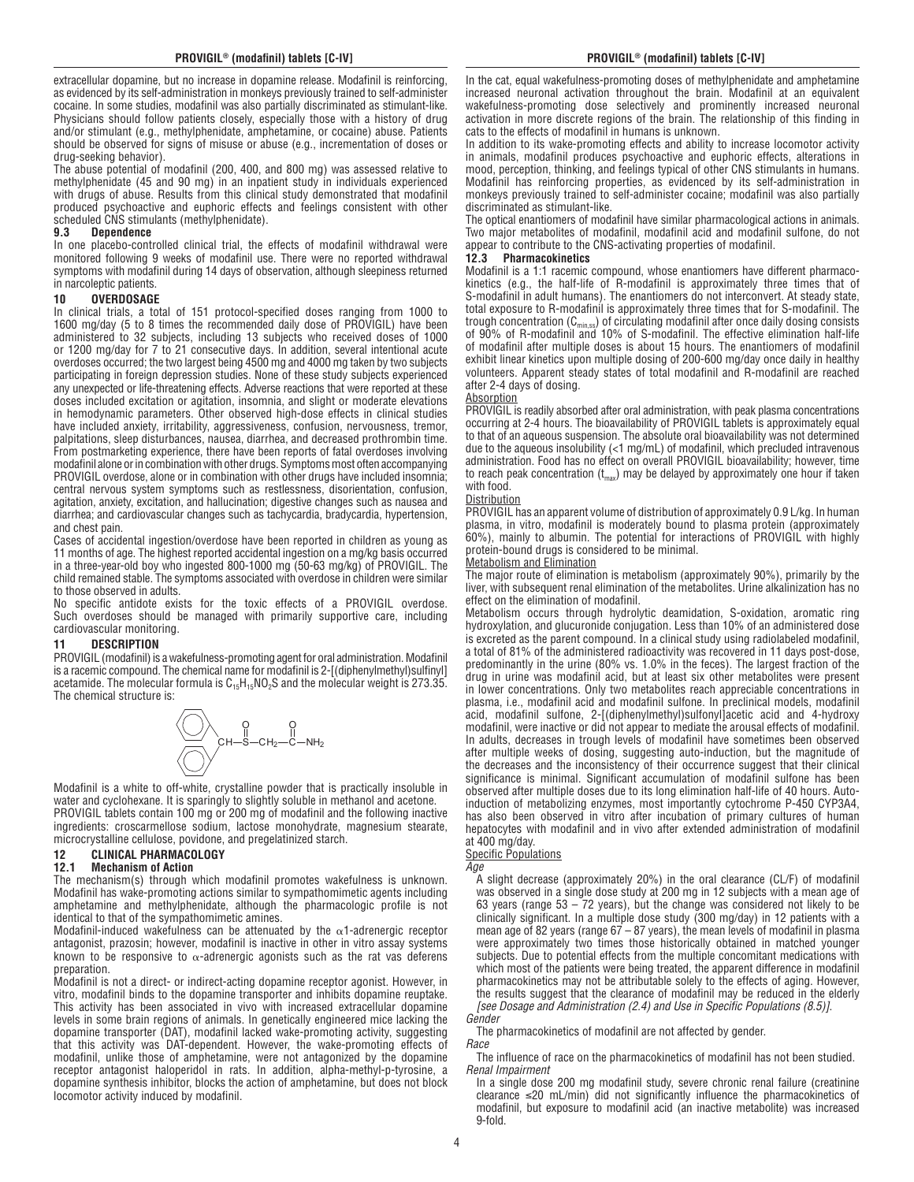extracellular dopamine, but no increase in dopamine release. Modafinil is reinforcing, as evidenced by its self-administration in monkeys previously trained to self-administer cocaine. In some studies, modafinil was also partially discriminated as stimulant-like. Physicians should follow patients closely, especially those with a history of drug and/or stimulant (e.g., methylphenidate, amphetamine, or cocaine) abuse. Patients should be observed for signs of misuse or abuse (e.g., incrementation of doses or drug-seeking behavior).

The abuse potential of modafinil (200, 400, and 800 mg) was assessed relative to methylphenidate (45 and 90 mg) in an inpatient study in individuals experienced with drugs of abuse. Results from this clinical study demonstrated that modafinil produced psychoactive and euphoric effects and feelings consistent with other scheduled CNS stimulants (methylphenidate).

### 9.3 Dependence

In one placebo-controlled clinical trial, the effects of modafinil withdrawal were monitored following 9 weeks of modafinil use. There were no reported withdrawal symptoms with modafinil during 14 days of observation, although sleepiness returned in narcoleptic patients.

## 10 OVERDOSAGE

In clinical trials, a total of 151 protocol-specified doses ranging from 1000 to 1600 mg/day (5 to 8 times the recommended daily dose of PROVIGIL) have been administered to 32 subjects, including 13 subjects who received doses of 1000 or 1200 mg/day for 7 to 21 consecutive days. In addition, several intentional acute overdoses occurred; the two largest being 4500 mg and 4000 mg taken by two subjects participating in foreign depression studies. None of these study subjects experienced any unexpected or life-threatening effects. Adverse reactions that were reported at these doses included excitation or agitation, insomnia, and slight or moderate elevations in hemodynamic parameters. Other observed high-dose effects in clinical studies have included anxiety, irritability, aggressiveness, confusion, nervousness, tremor, palpitations, sleep disturbances, nausea, diarrhea, and decreased prothrombin time. From postmarketing experience, there have been reports of fatal overdoses involving modafinil alone or in combination with other drugs. Symptoms most often accompanying PROVIGIL overdose, alone or in combination with other drugs have included insomnia; central nervous system symptoms such as restlessness, disorientation, confusion, agitation, anxiety, excitation, and hallucination; digestive changes such as nausea and diarrhea; and cardiovascular changes such as tachycardia, bradycardia, hypertension, and chest pain.

Cases of accidental ingestion/overdose have been reported in children as young as 11 months of age. The highest reported accidental ingestion on a mg/kg basis occurred in a three-year-old boy who ingested 800-1000 mg (50-63 mg/kg) of PROVIGIL. The child remained stable. The symptoms associated with overdose in children were similar to those observed in adults.

No specific antidote exists for the toxic effects of a PROVIGIL overdose. Such overdoses should be managed with primarily supportive care, including cardiovascular monitoring.

## 11 DESCRIPTION

PROVIGIL (modafinil) is a wakefulness-promoting agent for oral administration. Modafinil is a racemic compound. The chemical name for modafinil is 2-[(diphenylmethyl)sulfinyl] acetamide. The molecular formula is $C_{15}H_{15}NO_2S$ and the molecular weight is 273.35.

The chemical structure is:

$$(C_6H_5)_2CH{-}S(=O){-}CH_2{-}C(=O){-}NH_2$$

Modafinil is a white to off-white, crystalline powder that is practically insoluble in water and cyclohexane. It is sparingly to slightly soluble in methanol and acetone.

PROVIGIL tablets contain 100 mg or 200 mg of modafinil and the following inactive ingredients: croscarmellose sodium, lactose monohydrate, magnesium stearate, microcrystalline cellulose, povidone, and pregelatinized starch.

## 12 CLINICAL PHARMACOLOGY

### 12.1 Mechanism of Action

The mechanism(s) through which modafinil promotes wakefulness is unknown. Modafinil has wake-promoting actions similar to sympathomimetic agents including amphetamine and methylphenidate, although the pharmacologic profile is not identical to that of the sympathomimetic amines.

Modafinil-induced wakefulness can be attenuated by the $\alpha$1-adrenergic receptor antagonist, prazosin; however, modafinil is inactive in other in vitro assay systems known to be responsive to $\alpha$-adrenergic agonists such as the rat vas deferens preparation.

Modafinil is not a direct- or indirect-acting dopamine receptor agonist. However, in vitro, modafinil binds to the dopamine transporter and inhibits dopamine reuptake. This activity has been associated in vivo with increased extracellular dopamine levels in some brain regions of animals. In genetically engineered mice lacking the dopamine transporter (DAT), modafinil lacked wake-promoting activity, suggesting that this activity was DAT-dependent. However, the wake-promoting effects of modafinil, unlike those of amphetamine, were not antagonized by the dopamine receptor antagonist haloperidol in rats. In addition, alpha-methyl-p-tyrosine, a dopamine synthesis inhibitor, blocks the action of amphetamine, but does not block locomotor activity induced by modafinil.

In the cat, equal wakefulness-promoting doses of methylphenidate and amphetamine increased neuronal activation throughout the brain. Modafinil at an equivalent wakefulness-promoting dose selectively and prominently increased neuronal activation in more discrete regions of the brain. The relationship of this finding in cats to the effects of modafinil in humans is unknown.

In addition to its wake-promoting effects and ability to increase locomotor activity in animals, modafinil produces psychoactive and euphoric effects, alterations in mood, perception, thinking, and feelings typical of other CNS stimulants in humans. Modafinil has reinforcing properties, as evidenced by its self-administration in monkeys previously trained to self-administer cocaine; modafinil was also partially discriminated as stimulant-like.

The optical enantiomers of modafinil have similar pharmacological actions in animals. Two major metabolites of modafinil, modafinil acid and modafinil sulfone, do not appear to contribute to the CNS-activating properties of modafinil.

### 12.3 Pharmacokinetics

Modafinil is a 1:1 racemic compound, whose enantiomers have different pharmacokinetics (e.g., the half-life of R-modafinil is approximately three times that of S-modafinil in adult humans). The enantiomers do not interconvert. At steady state, total exposure to R-modafinil is approximately three times that for S-modafinil. The trough concentration ($C_{min,ss}$) of circulating modafinil after once daily dosing consists of 90% of R-modafinil and 10% of S-modafinil. The effective elimination half-life of modafinil after multiple doses is about 15 hours. The enantiomers of modafinil exhibit linear kinetics upon multiple dosing of 200-600 mg/day once daily in healthy volunteers. Apparent steady states of total modafinil and R-modafinil are reached after 2-4 days of dosing.

Absorption

PROVIGIL is readily absorbed after oral administration, with peak plasma concentrations occurring at 2-4 hours. The bioavailability of PROVIGIL tablets is approximately equal to that of an aqueous suspension. The absolute oral bioavailability was not determined due to the aqueous insolubility (<1 mg/mL) of modafinil, which precluded intravenous administration. Food has no effect on overall PROVIGIL bioavailability; however, time to reach peak concentration ($t_{max}$) may be delayed by approximately one hour if taken with food.

Distribution

PROVIGIL has an apparent volume of distribution of approximately 0.9 L/kg. In human plasma, in vitro, modafinil is moderately bound to plasma protein (approximately 60%), mainly to albumin. The potential for interactions of PROVIGIL with highly protein-bound drugs is considered to be minimal.

Metabolism and Elimination

The major route of elimination is metabolism (approximately 90%), primarily by the liver, with subsequent renal elimination of the metabolites. Urine alkalinization has no effect on the elimination of modafinil.

Metabolism occurs through hydrolytic deamidation, S-oxidation, aromatic ring hydroxylation, and glucuronide conjugation. Less than 10% of an administered dose is excreted as the parent compound. In a clinical study using radiolabeled modafinil, a total of 81% of the administered radioactivity was recovered in 11 days post-dose, predominantly in the urine (80% vs. 1.0% in the feces). The largest fraction of the drug in urine was modafinil acid, but at least six other metabolites were present in lower concentrations. Only two metabolites reach appreciable concentrations in plasma, i.e., modafinil acid and modafinil sulfone. In preclinical models, modafinil acid, modafinil sulfone, 2-[(diphenylmethyl)sulfonyl]acetic acid and 4-hydroxy modafinil, were inactive or did not appear to mediate the arousal effects of modafinil. In adults, decreases in trough levels of modafinil have sometimes been observed after multiple weeks of dosing, suggesting auto-induction, but the magnitude of the decreases and the inconsistency of their occurrence suggest that their clinical significance is minimal. Significant accumulation of modafinil sulfone has been observed after multiple doses due to its long elimination half-life of 40 hours. Auto-induction of metabolizing enzymes, most importantly cytochrome P-450 CYP3A4, has also been observed in vitro after incubation of primary cultures of human hepatocytes with modafinil and in vivo after extended administration of modafinil at 400 mg/day.

Specific Populations

*Age*

A slight decrease (approximately 20%) in the oral clearance (CL/F) of modafinil was observed in a single dose study at 200 mg in 12 subjects with a mean age of 63 years (range 53 – 72 years), but the change was considered not likely to be clinically significant. In a multiple dose study (300 mg/day) in 12 patients with a mean age of 82 years (range 67 – 87 years), the mean levels of modafinil in plasma were approximately two times those historically obtained in matched younger subjects. Due to potential effects from the multiple concomitant medications with which most of the patients were being treated, the apparent difference in modafinil pharmacokinetics may not be attributable solely to the effects of aging. However, the results suggest that the clearance of modafinil may be reduced in the elderly *[see Dosage and Administration (2.4) and Use in Specific Populations (8.5)]*.

*Gender*

The pharmacokinetics of modafinil are not affected by gender.

*Race*

The influence of race on the pharmacokinetics of modafinil has not been studied.

*Renal Impairment*

In a single dose 200 mg modafinil study, severe chronic renal failure (creatinine clearance ≤20 mL/min) did not significantly influence the pharmacokinetics of modafinil, but exposure to modafinil acid (an inactive metabolite) was increased 9-fold.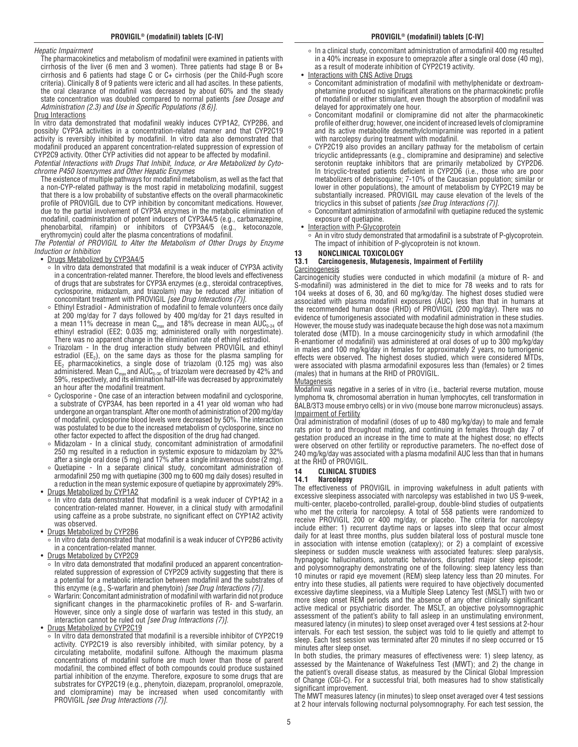*Hepatic Impairment*

The pharmacokinetics and metabolism of modafinil were examined in patients with cirrhosis of the liver (6 men and 3 women). Three patients had stage B or B+ cirrhosis and 6 patients had stage C or C+ cirrhosis (per the Child-Pugh score criteria). Clinically 8 of 9 patients were icteric and all had ascites. In these patients, the oral clearance of modafinil was decreased by about 60% and the steady state concentration was doubled compared to normal patients *[see Dosage and Administration (2.3) and Use in Specific Populations (8.6)]*.

Drug Interactions

In vitro data demonstrated that modafinil weakly induces CYP1A2, CYP2B6, and possibly CYP3A activities in a concentration-related manner and that CYP2C19 activity is reversibly inhibited by modafinil. In vitro data also demonstrated that modafinil produced an apparent concentration-related suppression of expression of CYP2C9 activity. Other CYP activities did not appear to be affected by modafinil.

*Potential Interactions with Drugs That Inhibit, Induce, or Are Metabolized by Cytochrome P450 Isoenzymes and Other Hepatic Enzymes*

The existence of multiple pathways for modafinil metabolism, as well as the fact that a non-CYP-related pathway is the most rapid in metabolizing modafinil, suggest that there is a low probability of substantive effects on the overall pharmacokinetic profile of PROVIGIL due to CYP inhibition by concomitant medications. However, due to the partial involvement of CYP3A enzymes in the metabolic elimination of modafinil, coadministration of potent inducers of CYP3A4/5 (e.g., carbamazepine, phenobarbital, rifampin) or inhibitors of CYP3A4/5 (e.g., ketoconazole, erythromycin) could alter the plasma concentrations of modafinil.

*The Potential of PROVIGIL to Alter the Metabolism of Other Drugs by Enzyme Induction or Inhibition*

- Drugs Metabolized by CYP3A4/5
  - In vitro data demonstrated that modafinil is a weak inducer of CYP3A activity in a concentration-related manner. Therefore, the blood levels and effectiveness of drugs that are substrates for CYP3A enzymes (e.g., steroidal contraceptives, cyclosporine, midazolam, and triazolam) may be reduced after initiation of concomitant treatment with PROVIGIL *[see Drug Interactions (7)]*.
  - Ethinyl Estradiol - Administration of modafinil to female volunteers once daily at 200 mg/day for 7 days followed by 400 mg/day for 21 days resulted in a mean 11% decrease in mean $C_{max}$ and 18% decrease in mean $AUC_{0-24}$ of ethinyl estradiol (EE2; 0.035 mg; administered orally with norgestimate). There was no apparent change in the elimination rate of ethinyl estradiol.
  - Triazolam - In the drug interaction study between PROVIGIL and ethinyl estradiol ($EE_2$), on the same days as those for the plasma sampling for $EE_2$ pharmacokinetics, a single dose of triazolam (0.125 mg) was also administered. Mean $C_{max}$ and $AUC_{0-\infty}$ of triazolam were decreased by 42% and 59%, respectively, and its elimination half-life was decreased by approximately an hour after the modafinil treatment.
  - Cyclosporine - One case of an interaction between modafinil and cyclosporine, a substrate of CYP3A4, has been reported in a 41 year old woman who had undergone an organ transplant. After one month of administration of 200 mg/day of modafinil, cyclosporine blood levels were decreased by 50%. The interaction was postulated to be due to the increased metabolism of cyclosporine, since no other factor expected to affect the disposition of the drug had changed.
  - Midazolam - In a clinical study, concomitant administration of armodafinil 250 mg resulted in a reduction in systemic exposure to midazolam by 32% after a single oral dose (5 mg) and 17% after a single intravenous dose (2 mg).
  - Quetiapine - In a separate clinical study, concomitant administration of armodafinil 250 mg with quetiapine (300 mg to 600 mg daily doses) resulted in a reduction in the mean systemic exposure of quetiapine by approximately 29%.
- Drugs Metabolized by CYP1A2
  - In vitro data demonstrated that modafinil is a weak inducer of CYP1A2 in a concentration-related manner. However, in a clinical study with armodafinil using caffeine as a probe substrate, no significant effect on CYP1A2 activity was observed.
- Drugs Metabolized by CYP2B6
  - In vitro data demonstrated that modafinil is a weak inducer of CYP2B6 activity in a concentration-related manner.
- Drugs Metabolized by CYP2C9
  - In vitro data demonstrated that modafinil produced an apparent concentration-related suppression of expression of CYP2C9 activity suggesting that there is a potential for a metabolic interaction between modafinil and the substrates of this enzyme (e.g., S-warfarin and phenytoin) *[see Drug Interactions (7)]*.
  - Warfarin: Concomitant administration of modafinil with warfarin did not produce significant changes in the pharmacokinetic profiles of R- and S-warfarin. However, since only a single dose of warfarin was tested in this study, an interaction cannot be ruled out *[see Drug Interactions (7)]*.
- Drugs Metabolized by CYP2C19
  - In vitro data demonstrated that modafinil is a reversible inhibitor of CYP2C19 activity. CYP2C19 is also reversibly inhibited, with similar potency, by a circulating metabolite, modafinil sulfone. Although the maximum plasma concentrations of modafinil sulfone are much lower than those of parent modafinil, the combined effect of both compounds could produce sustained partial inhibition of the enzyme. Therefore, exposure to some drugs that are substrates for CYP2C19 (e.g., phenytoin, diazepam, propranolol, omeprazole, and clomipramine) may be increased when used concomitantly with PROVIGIL *[see Drug Interactions (7)]*.
  - In a clinical study, concomitant administration of armodafinil 400 mg resulted in a 40% increase in exposure to omeprazole after a single oral dose (40 mg), as a result of moderate inhibition of CYP2C19 activity.
- Interactions with CNS Active Drugs
  - Concomitant administration of modafinil with methylphenidate or dextroamphetamine produced no significant alterations on the pharmacokinetic profile of modafinil or either stimulant, even though the absorption of modafinil was delayed for approximately one hour.
  - Concomitant modafinil or clomipramine did not alter the pharmacokinetic profile of either drug; however, one incident of increased levels of clomipramine and its active metabolite desmethylclomipramine was reported in a patient with narcolepsy during treatment with modafinil.
  - CYP2C19 also provides an ancillary pathway for the metabolism of certain tricyclic antidepressants (e.g., clomipramine and desipramine) and selective serotonin reuptake inhibitors that are primarily metabolized by CYP2D6. In tricyclic-treated patients deficient in CYP2D6 (i.e., those who are poor metabolizers of debrisoquine; 7-10% of the Caucasian population; similar or lower in other populations), the amount of metabolism by CYP2C19 may be substantially increased. PROVIGIL may cause elevation of the levels of the tricyclics in this subset of patients *[see Drug Interactions (7)]*.
  - Concomitant administration of armodafinil with quetiapine reduced the systemic exposure of quetiapine.
- Interaction with P-Glycoprotein
  - An in vitro study demonstrated that armodafinil is a substrate of P-glycoprotein. The impact of inhibition of P-glycoprotein is not known.

## 13 NONCLINICAL TOXICOLOGY

### 13.1 Carcinogenesis, Mutagenesis, Impairment of Fertility

Carcinogenesis

Carcinogenicity studies were conducted in which modafinil (a mixture of R- and S-modafinil) was administered in the diet to mice for 78 weeks and to rats for 104 weeks at doses of 6, 30, and 60 mg/kg/day. The highest doses studied were associated with plasma modafinil exposures (AUC) less than that in humans at the recommended human dose (RHD) of PROVIGIL (200 mg/day). There was no evidence of tumorigenesis associated with modafinil administration in these studies. However, the mouse study was inadequate because the high dose was not a maximum tolerated dose (MTD). In a mouse carcinogenicity study in which armodafinil (the R-enantiomer of modafinil) was administered at oral doses of up to 300 mg/kg/day in males and 100 mg/kg/day in females for approximately 2 years, no tumorigenic effects were observed. The highest doses studied, which were considered MTDs, were associated with plasma armodafinil exposures less than (females) or 2 times (males) that in humans at the RHD of PROVIGIL.

Mutagenesis

Modafinil was negative in a series of in vitro (i.e., bacterial reverse mutation, mouse lymphoma tk, chromosomal aberration in human lymphocytes, cell transformation in BALB/3T3 mouse embryo cells) or in vivo (mouse bone marrow micronucleus) assays.

Impairment of Fertility

Oral administration of modafinil (doses of up to 480 mg/kg/day) to male and female rats prior to and throughout mating, and continuing in females through day 7 of gestation produced an increase in the time to mate at the highest dose; no effects were observed on other fertility or reproductive parameters. The no-effect dose of 240 mg/kg/day was associated with a plasma modafinil AUC less than that in humans at the RHD of PROVIGIL.

## 14 CLINICAL STUDIES

### 14.1 Narcolepsy

The effectiveness of PROVIGIL in improving wakefulness in adult patients with excessive sleepiness associated with narcolepsy was established in two US 9-week, multi-center, placebo-controlled, parallel-group, double-blind studies of outpatients who met the criteria for narcolepsy. A total of 558 patients were randomized to receive PROVIGIL 200 or 400 mg/day, or placebo. The criteria for narcolepsy include either: 1) recurrent daytime naps or lapses into sleep that occur almost daily for at least three months, plus sudden bilateral loss of postural muscle tone in association with intense emotion (cataplexy); or 2) a complaint of excessive sleepiness or sudden muscle weakness with associated features: sleep paralysis, hypnagogic hallucinations, automatic behaviors, disrupted major sleep episode; and polysomnography demonstrating one of the following: sleep latency less than 10 minutes or rapid eye movement (REM) sleep latency less than 20 minutes. For entry into these studies, all patients were required to have objectively documented excessive daytime sleepiness, via a Multiple Sleep Latency Test (MSLT) with two or more sleep onset REM periods and the absence of any other clinically significant active medical or psychiatric disorder. The MSLT, an objective polysomnographic assessment of the patient's ability to fall asleep in an unstimulating environment, measured latency (in minutes) to sleep onset averaged over 4 test sessions at 2-hour intervals. For each test session, the subject was told to lie quietly and attempt to sleep. Each test session was terminated after 20 minutes if no sleep occurred or 15 minutes after sleep onset.

In both studies, the primary measures of effectiveness were: 1) sleep latency, as assessed by the Maintenance of Wakefulness Test (MWT); and 2) the change in the patient's overall disease status, as measured by the Clinical Global Impression of Change (CGI-C). For a successful trial, both measures had to show statistically significant improvement.

The MWT measures latency (in minutes) to sleep onset averaged over 4 test sessions at 2 hour intervals following nocturnal polysomnography. For each test session, the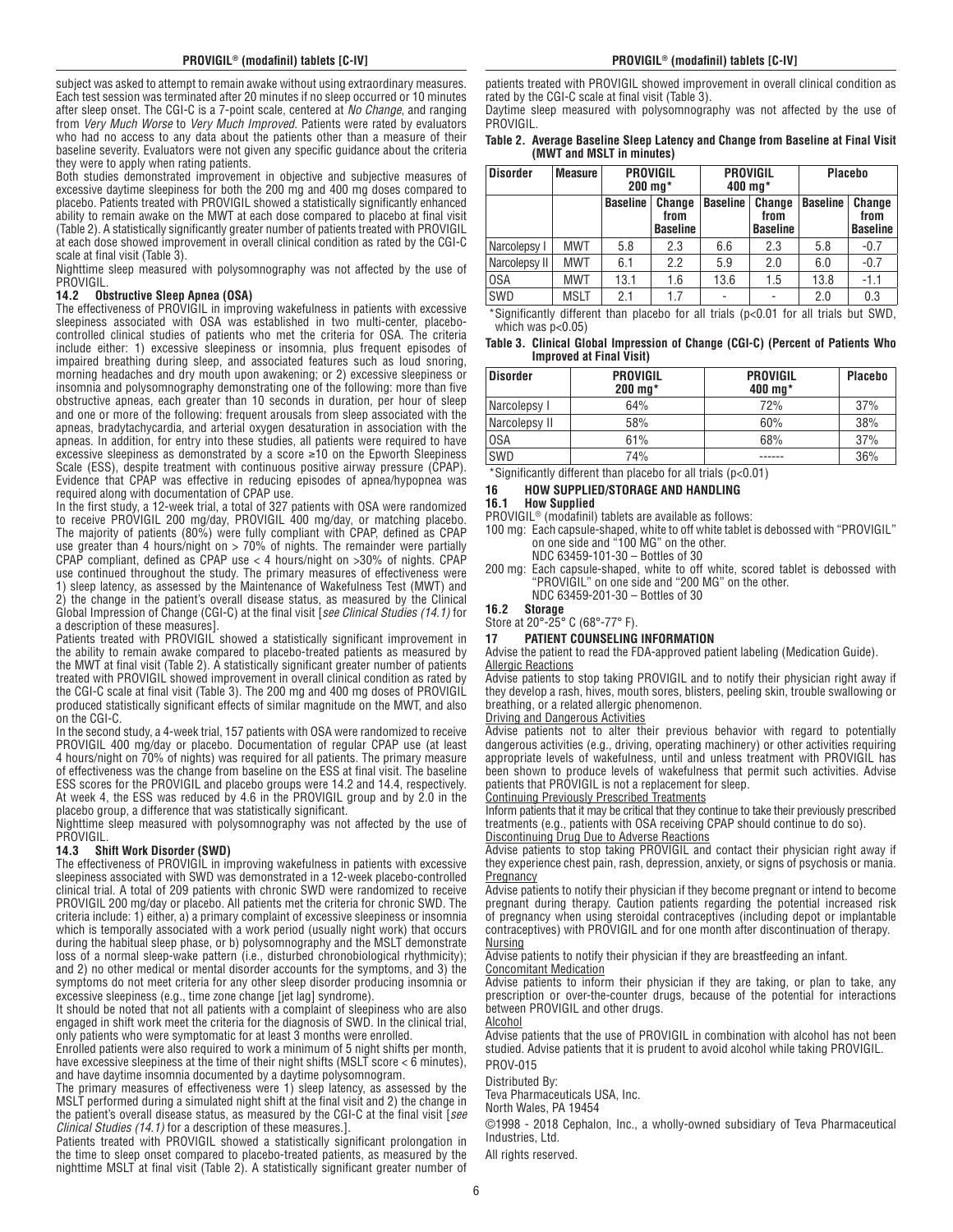subject was asked to attempt to remain awake without using extraordinary measures. Each test session was terminated after 20 minutes if no sleep occurred or 10 minutes after sleep onset. The CGI-C is a 7-point scale, centered at *No Change*, and ranging from *Very Much Worse* to *Very Much Improved*. Patients were rated by evaluators who had no access to any data about the patients other than a measure of their baseline severity. Evaluators were not given any specific guidance about the criteria they were to apply when rating patients.

Both studies demonstrated improvement in objective and subjective measures of excessive daytime sleepiness for both the 200 mg and 400 mg doses compared to placebo. Patients treated with PROVIGIL showed a statistically significantly enhanced ability to remain awake on the MWT at each dose compared to placebo at final visit (Table 2). A statistically significantly greater number of patients treated with PROVIGIL at each dose showed improvement in overall clinical condition as rated by the CGI-C scale at final visit (Table 3).

Nighttime sleep measured with polysomnography was not affected by the use of PROVIGIL.

### 14.2 Obstructive Sleep Apnea (OSA)

The effectiveness of PROVIGIL in improving wakefulness in patients with excessive sleepiness associated with OSA was established in two multi-center, placebo-controlled clinical studies of patients who met the criteria for OSA. The criteria include either: 1) excessive sleepiness or insomnia, plus frequent episodes of impaired breathing during sleep, and associated features such as loud snoring, morning headaches and dry mouth upon awakening; or 2) excessive sleepiness or insomnia and polysomnography demonstrating one of the following: more than five obstructive apneas, each greater than 10 seconds in duration, per hour of sleep and one or more of the following: frequent arousals from sleep associated with the apneas, bradytachycardia, and arterial oxygen desaturation in association with the apneas. In addition, for entry into these studies, all patients were required to have excessive sleepiness as demonstrated by a score ≥10 on the Epworth Sleepiness Scale (ESS), despite treatment with continuous positive airway pressure (CPAP). Evidence that CPAP was effective in reducing episodes of apnea/hypopnea was required along with documentation of CPAP use.

In the first study, a 12-week trial, a total of 327 patients with OSA were randomized to receive PROVIGIL 200 mg/day, PROVIGIL 400 mg/day, or matching placebo. The majority of patients (80%) were fully compliant with CPAP, defined as CPAP use greater than 4 hours/night on > 70% of nights. The remainder were partially CPAP compliant, defined as CPAP use < 4 hours/night on >30% of nights. CPAP use continued throughout the study. The primary measures of effectiveness were 1) sleep latency, as assessed by the Maintenance of Wakefulness Test (MWT) and 2) the change in the patient's overall disease status, as measured by the Clinical Global Impression of Change (CGI-C) at the final visit [*see Clinical Studies (14.1)* for a description of these measures].

Patients treated with PROVIGIL showed a statistically significant improvement in the ability to remain awake compared to placebo-treated patients as measured by the MWT at final visit (Table 2). A statistically significant greater number of patients treated with PROVIGIL showed improvement in overall clinical condition as rated by the CGI-C scale at final visit (Table 3). The 200 mg and 400 mg doses of PROVIGIL produced statistically significant effects of similar magnitude on the MWT, and also on the CGI-C.

In the second study, a 4-week trial, 157 patients with OSA were randomized to receive PROVIGIL 400 mg/day or placebo. Documentation of regular CPAP use (at least 4 hours/night on 70% of nights) was required for all patients. The primary measure of effectiveness was the change from baseline on the ESS at final visit. The baseline ESS scores for the PROVIGIL and placebo groups were 14.2 and 14.4, respectively. At week 4, the ESS was reduced by 4.6 in the PROVIGIL group and by 2.0 in the placebo group, a difference that was statistically significant.

Nighttime sleep measured with polysomnography was not affected by the use of PROVIGIL.

### 14.3 Shift Work Disorder (SWD)

The effectiveness of PROVIGIL in improving wakefulness in patients with excessive sleepiness associated with SWD was demonstrated in a 12-week placebo-controlled clinical trial. A total of 209 patients with chronic SWD were randomized to receive PROVIGIL 200 mg/day or placebo. All patients met the criteria for chronic SWD. The criteria include: 1) either, a) a primary complaint of excessive sleepiness or insomnia which is temporally associated with a work period (usually night work) that occurs during the habitual sleep phase, or b) polysomnography and the MSLT demonstrate loss of a normal sleep-wake pattern (i.e., disturbed chronobiological rhythmicity); and 2) no other medical or mental disorder accounts for the symptoms, and 3) the symptoms do not meet criteria for any other sleep disorder producing insomnia or excessive sleepiness (e.g., time zone change [jet lag] syndrome).

It should be noted that not all patients with a complaint of sleepiness who are also engaged in shift work meet the criteria for the diagnosis of SWD. In the clinical trial, only patients who were symptomatic for at least 3 months were enrolled.

Enrolled patients were also required to work a minimum of 5 night shifts per month, have excessive sleepiness at the time of their night shifts (MSLT score < 6 minutes), and have daytime insomnia documented by a daytime polysomnogram.

The primary measures of effectiveness were 1) sleep latency, as assessed by the MSLT performed during a simulated night shift at the final visit and 2) the change in the patient's overall disease status, as measured by the CGI-C at the final visit [*see Clinical Studies (14.1)* for a description of these measures.].

Patients treated with PROVIGIL showed a statistically significant prolongation in the time to sleep onset compared to placebo-treated patients, as measured by the nighttime MSLT at final visit (Table 2). A statistically significant greater number of patients treated with PROVIGIL showed improvement in overall clinical condition as rated by the CGI-C scale at final visit (Table 3).

Daytime sleep measured with polysomnography was not affected by the use of PROVIGIL.

**Table 2. Average Baseline Sleep Latency and Change from Baseline at Final Visit (MWT and MSLT in minutes)**

| Disorder | Measure | PROVIGIL 200 mg* | | PROVIGIL 400 mg* | | Placebo | |
|---|---|---|---|---|---|---|---|
| | | Baseline | Change from Baseline | Baseline | Change from Baseline | Baseline | Change from Baseline |
| Narcolepsy I | MWT | 5.8 | 2.3 | 6.6 | 2.3 | 5.8 | -0.7 |
| Narcolepsy II | MWT | 6.1 | 2.2 | 5.9 | 2.0 | 6.0 | -0.7 |
| OSA | MWT | 13.1 | 1.6 | 13.6 | 1.5 | 13.8 | -1.1 |
| SWD | MSLT | 2.1 | 1.7 | - | - | 2.0 | 0.3 |

*Significantly different than placebo for all trials ($p<0.01$ for all trials but SWD, which was $p<0.05$)

**Table 3. Clinical Global Impression of Change (CGI-C) (Percent of Patients Who Improved at Final Visit)**

| Disorder | PROVIGIL 200 mg* | PROVIGIL 400 mg* | Placebo |
|---|---|---|---|
| Narcolepsy I | 64% | 72% | 37% |
| Narcolepsy II | 58% | 60% | 38% |
| OSA | 61% | 68% | 37% |
| SWD | 74% | ------ | 36% |

*Significantly different than placebo for all trials ($p<0.01$)

## 16 HOW SUPPLIED/STORAGE AND HANDLING

### 16.1 How Supplied

PROVIGIL® (modafinil) tablets are available as follows:

100 mg: Each capsule-shaped, white to off white tablet is debossed with "PROVIGIL" on one side and "100 MG" on the other.
NDC 63459-101-30 – Bottles of 30

200 mg: Each capsule-shaped, white to off white, scored tablet is debossed with "PROVIGIL" on one side and "200 MG" on the other.
NDC 63459-201-30 – Bottles of 30

### 16.2 Storage

Store at 20°-25° C (68°-77° F).

## 17 PATIENT COUNSELING INFORMATION

Advise the patient to read the FDA-approved patient labeling (Medication Guide).

Allergic Reactions

Advise patients to stop taking PROVIGIL and to notify their physician right away if they develop a rash, hives, mouth sores, blisters, peeling skin, trouble swallowing or breathing, or a related allergic phenomenon.

Driving and Dangerous Activities

Advise patients not to alter their previous behavior with regard to potentially dangerous activities (e.g., driving, operating machinery) or other activities requiring appropriate levels of wakefulness, until and unless treatment with PROVIGIL has been shown to produce levels of wakefulness that permit such activities. Advise patients that PROVIGIL is not a replacement for sleep.

Continuing Previously Prescribed Treatments

Inform patients that it may be critical that they continue to take their previously prescribed treatments (e.g., patients with OSA receiving CPAP should continue to do so).

Discontinuing Drug Due to Adverse Reactions

Advise patients to stop taking PROVIGIL and contact their physician right away if they experience chest pain, rash, depression, anxiety, or signs of psychosis or mania.

Pregnancy

Advise patients to notify their physician if they become pregnant or intend to become pregnant during therapy. Caution patients regarding the potential increased risk of pregnancy when using steroidal contraceptives (including depot or implantable contraceptives) with PROVIGIL and for one month after discontinuation of therapy.

Nursing

Advise patients to notify their physician if they are breastfeeding an infant.

Concomitant Medication

Advise patients to inform their physician if they are taking, or plan to take, any prescription or over-the-counter drugs, because of the potential for interactions between PROVIGIL and other drugs.

Alcohol

Advise patients that the use of PROVIGIL in combination with alcohol has not been studied. Advise patients that it is prudent to avoid alcohol while taking PROVIGIL.

PROV-015

Distributed By:
Teva Pharmaceuticals USA, Inc.
North Wales, PA 19454

©1998 - 2018 Cephalon, Inc., a wholly-owned subsidiary of Teva Pharmaceutical Industries, Ltd.

All rights reserved.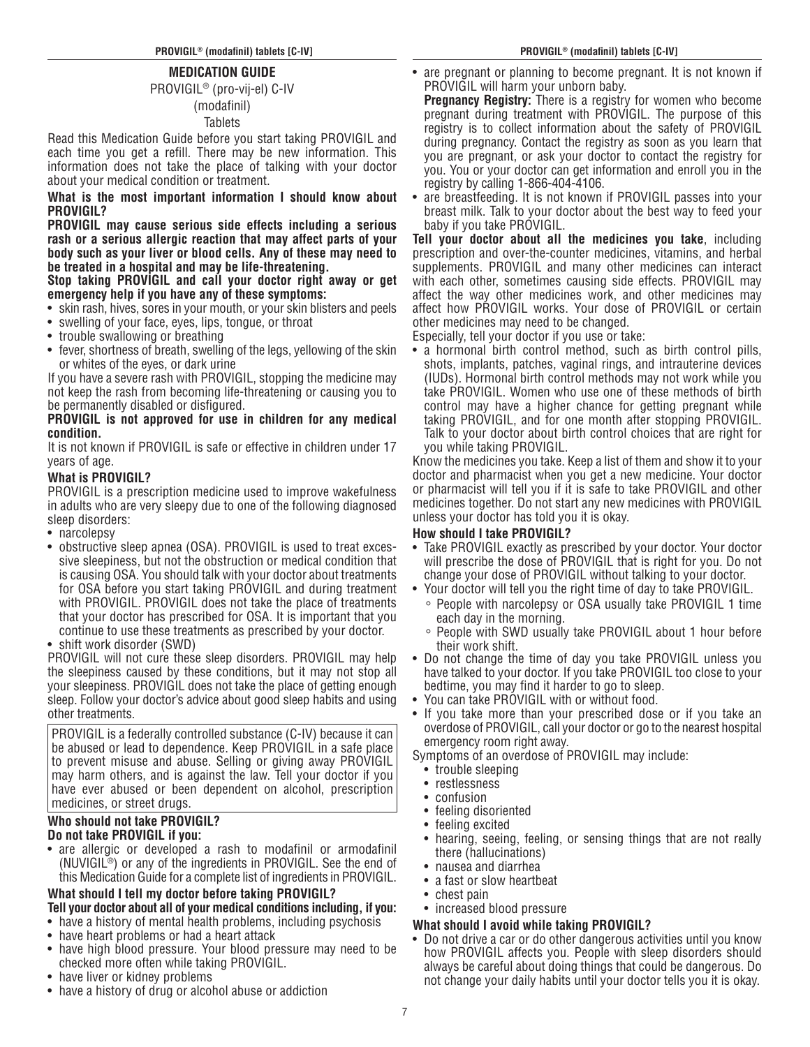## MEDICATION GUIDE

PROVIGIL® (pro-vij-el) C-IV

(modafinil)

Tablets

Read this Medication Guide before you start taking PROVIGIL and each time you get a refill. There may be new information. This information does not take the place of talking with your doctor about your medical condition or treatment.

**What is the most important information I should know about PROVIGIL?**

**PROVIGIL may cause serious side effects including a serious rash or a serious allergic reaction that may affect parts of your body such as your liver or blood cells. Any of these may need to be treated in a hospital and may be life-threatening.**

**Stop taking PROVIGIL and call your doctor right away or get emergency help if you have any of these symptoms:**

- skin rash, hives, sores in your mouth, or your skin blisters and peels
- swelling of your face, eyes, lips, tongue, or throat
- trouble swallowing or breathing
- fever, shortness of breath, swelling of the legs, yellowing of the skin or whites of the eyes, or dark urine

If you have a severe rash with PROVIGIL, stopping the medicine may not keep the rash from becoming life-threatening or causing you to be permanently disabled or disfigured.

**PROVIGIL is not approved for use in children for any medical condition.**

It is not known if PROVIGIL is safe or effective in children under 17 years of age.

**What is PROVIGIL?**

PROVIGIL is a prescription medicine used to improve wakefulness in adults who are very sleepy due to one of the following diagnosed sleep disorders:

- narcolepsy
- obstructive sleep apnea (OSA). PROVIGIL is used to treat excessive sleepiness, but not the obstruction or medical condition that is causing OSA. You should talk with your doctor about treatments for OSA before you start taking PROVIGIL and during treatment with PROVIGIL. PROVIGIL does not take the place of treatments that your doctor has prescribed for OSA. It is important that you continue to use these treatments as prescribed by your doctor.
- shift work disorder (SWD)

PROVIGIL will not cure these sleep disorders. PROVIGIL may help the sleepiness caused by these conditions, but it may not stop all your sleepiness. PROVIGIL does not take the place of getting enough sleep. Follow your doctor's advice about good sleep habits and using other treatments.

> PROVIGIL is a federally controlled substance (C-IV) because it can be abused or lead to dependence. Keep PROVIGIL in a safe place to prevent misuse and abuse. Selling or giving away PROVIGIL may harm others, and is against the law. Tell your doctor if you have ever abused or been dependent on alcohol, prescription medicines, or street drugs.

**Who should not take PROVIGIL?**

**Do not take PROVIGIL if you:**

- are allergic or developed a rash to modafinil or armodafinil (NUVIGIL®) or any of the ingredients in PROVIGIL. See the end of this Medication Guide for a complete list of ingredients in PROVIGIL.

**What should I tell my doctor before taking PROVIGIL?**

**Tell your doctor about all of your medical conditions including, if you:**

- have a history of mental health problems, including psychosis
- have heart problems or had a heart attack
- have high blood pressure. Your blood pressure may need to be checked more often while taking PROVIGIL.
- have liver or kidney problems
- have a history of drug or alcohol abuse or addiction
- are pregnant or planning to become pregnant. It is not known if PROVIGIL will harm your unborn baby.

  **Pregnancy Registry:** There is a registry for women who become pregnant during treatment with PROVIGIL. The purpose of this registry is to collect information about the safety of PROVIGIL during pregnancy. Contact the registry as soon as you learn that you are pregnant, or ask your doctor to contact the registry for you. You or your doctor can get information and enroll you in the registry by calling 1-866-404-4106.
- are breastfeeding. It is not known if PROVIGIL passes into your breast milk. Talk to your doctor about the best way to feed your baby if you take PROVIGIL.

**Tell your doctor about all the medicines you take**, including prescription and over-the-counter medicines, vitamins, and herbal supplements. PROVIGIL and many other medicines can interact with each other, sometimes causing side effects. PROVIGIL may affect the way other medicines work, and other medicines may affect how PROVIGIL works. Your dose of PROVIGIL or certain other medicines may need to be changed.

Especially, tell your doctor if you use or take:

- a hormonal birth control method, such as birth control pills, shots, implants, patches, vaginal rings, and intrauterine devices (IUDs). Hormonal birth control methods may not work while you take PROVIGIL. Women who use one of these methods of birth control may have a higher chance for getting pregnant while taking PROVIGIL, and for one month after stopping PROVIGIL. Talk to your doctor about birth control choices that are right for you while taking PROVIGIL.

Know the medicines you take. Keep a list of them and show it to your doctor and pharmacist when you get a new medicine. Your doctor or pharmacist will tell you if it is safe to take PROVIGIL and other medicines together. Do not start any new medicines with PROVIGIL unless your doctor has told you it is okay.

**How should I take PROVIGIL?**

- Take PROVIGIL exactly as prescribed by your doctor. Your doctor will prescribe the dose of PROVIGIL that is right for you. Do not change your dose of PROVIGIL without talking to your doctor.
- Your doctor will tell you the right time of day to take PROVIGIL.
  - People with narcolepsy or OSA usually take PROVIGIL 1 time each day in the morning.
  - People with SWD usually take PROVIGIL about 1 hour before their work shift.
- Do not change the time of day you take PROVIGIL unless you have talked to your doctor. If you take PROVIGIL too close to your bedtime, you may find it harder to go to sleep.
- You can take PROVIGIL with or without food.
- If you take more than your prescribed dose or if you take an overdose of PROVIGIL, call your doctor or go to the nearest hospital emergency room right away.

Symptoms of an overdose of PROVIGIL may include:

- trouble sleeping
- restlessness
- confusion
- feeling disoriented
- feeling excited
- hearing, seeing, feeling, or sensing things that are not really there (hallucinations)
- nausea and diarrhea
- a fast or slow heartbeat
- chest pain
- increased blood pressure

**What should I avoid while taking PROVIGIL?**

- Do not drive a car or do other dangerous activities until you know how PROVIGIL affects you. People with sleep disorders should always be careful about doing things that could be dangerous. Do not change your daily habits until your doctor tells you it is okay.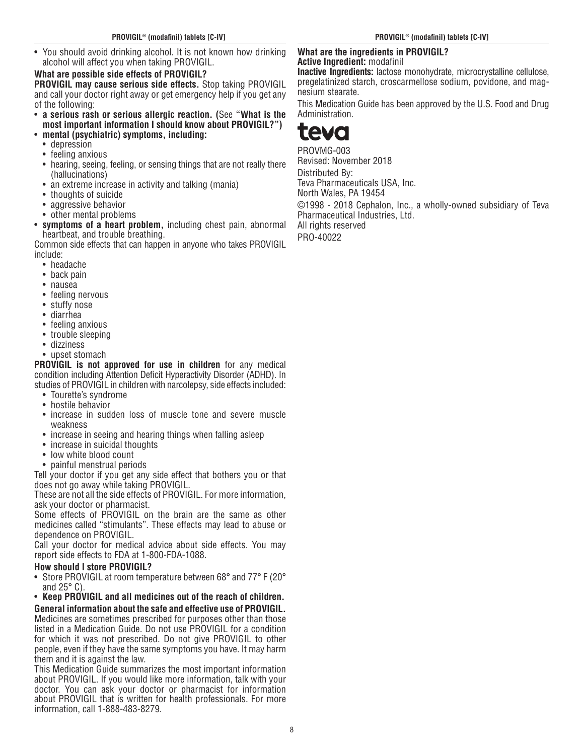- You should avoid drinking alcohol. It is not known how drinking alcohol will affect you when taking PROVIGIL.

**What are possible side effects of PROVIGIL?**

**PROVIGIL may cause serious side effects.** Stop taking PROVIGIL and call your doctor right away or get emergency help if you get any of the following:

- **a serious rash or serious allergic reaction. (**See **"What is the most important information I should know about PROVIGIL?")**
- **mental (psychiatric) symptoms, including:**
  - depression
  - feeling anxious
  - hearing, seeing, feeling, or sensing things that are not really there (hallucinations)
  - an extreme increase in activity and talking (mania)
  - thoughts of suicide
  - aggressive behavior
  - other mental problems
- **symptoms of a heart problem,** including chest pain, abnormal heartbeat, and trouble breathing.

Common side effects that can happen in anyone who takes PROVIGIL include:

- headache
- back pain
- nausea
- feeling nervous
- stuffy nose
- diarrhea
- feeling anxious
- trouble sleeping
- dizziness
- upset stomach

**PROVIGIL is not approved for use in children** for any medical condition including Attention Deficit Hyperactivity Disorder (ADHD). In studies of PROVIGIL in children with narcolepsy, side effects included:

- Tourette's syndrome
- hostile behavior
- increase in sudden loss of muscle tone and severe muscle weakness
- increase in seeing and hearing things when falling asleep
- increase in suicidal thoughts
- low white blood count
- painful menstrual periods

Tell your doctor if you get any side effect that bothers you or that does not go away while taking PROVIGIL.

These are not all the side effects of PROVIGIL. For more information, ask your doctor or pharmacist.

Some effects of PROVIGIL on the brain are the same as other medicines called "stimulants". These effects may lead to abuse or dependence on PROVIGIL.

Call your doctor for medical advice about side effects. You may report side effects to FDA at 1-800-FDA-1088.

**How should I store PROVIGIL?**

- Store PROVIGIL at room temperature between 68° and 77° F (20° and 25° C).
- **Keep PROVIGIL and all medicines out of the reach of children.**

**General information about the safe and effective use of PROVIGIL.**

Medicines are sometimes prescribed for purposes other than those listed in a Medication Guide. Do not use PROVIGIL for a condition for which it was not prescribed. Do not give PROVIGIL to other people, even if they have the same symptoms you have. It may harm them and it is against the law.

This Medication Guide summarizes the most important information about PROVIGIL. If you would like more information, talk with your doctor. You can ask your doctor or pharmacist for information about PROVIGIL that is written for health professionals. For more information, call 1-888-483-8279.

**What are the ingredients in PROVIGIL?**

**Active Ingredient:** modafinil

**Inactive Ingredients:** lactose monohydrate, microcrystalline cellulose, pregelatinized starch, croscarmellose sodium, povidone, and magnesium stearate.

This Medication Guide has been approved by the U.S. Food and Drug Administration.

teva

PROVMG-003

Revised: November 2018

Distributed By:

Teva Pharmaceuticals USA, Inc.

North Wales, PA 19454

©1998 - 2018 Cephalon, Inc., a wholly-owned subsidiary of Teva Pharmaceutical Industries, Ltd.

All rights reserved

PRO-40022